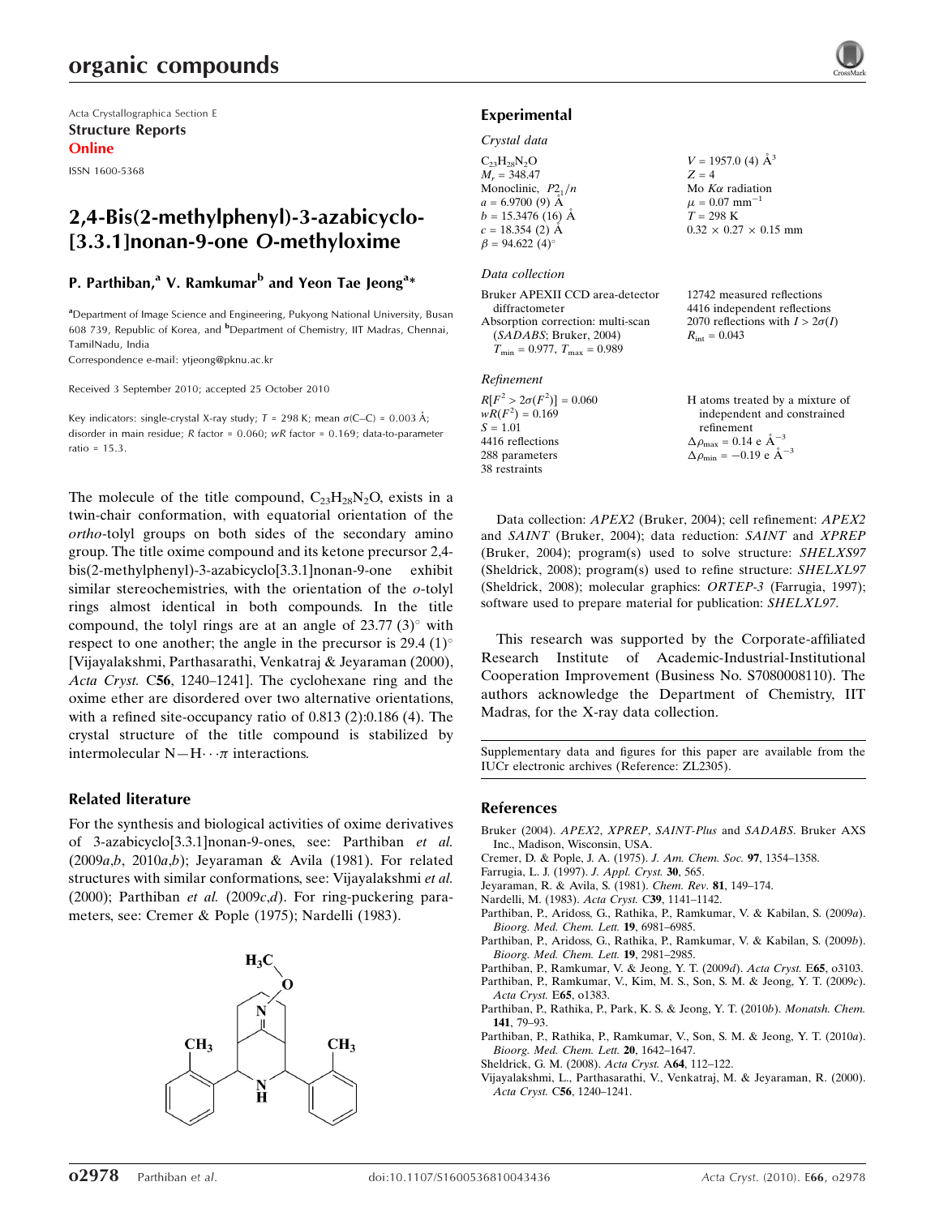Acta Crystallographica Section E

**Structure Reports Online**

ISSN 1600-5368

# 2,4-Bis(2-methylphenyl)-3-azabicyclo-[3.3.1]nonan-9-one *O*-methyloxime

**P. Parthiban,[a] V. Ramkumar[b] and Yeon Tae Jeong[a]***

[a]Department of Image Science and Engineering, Pukyong National University, Busan 608 739, Republic of Korea, and [b]Department of Chemistry, IIT Madras, Chennai, TamilNadu, India

Correspondence e-mail: ytjeong@pknu.ac.kr

Received 3 September 2010; accepted 25 October 2010

Key indicators: single-crystal X-ray study; $T$ = 298 K; mean $\sigma$(C–C) = 0.003 Å; disorder in main residue; $R$ factor = 0.060; $wR$ factor = 0.169; data-to-parameter ratio = 15.3.

The molecule of the title compound, $C_{23}H_{28}N_2O$, exists in a twin-chair conformation, with equatorial orientation of the *ortho*-tolyl groups on both sides of the secondary amino group. The title oxime compound and its ketone precursor 2,4-bis(2-methylphenyl)-3-azabicyclo[3.3.1]nonan-9-one exhibit similar stereochemistries, with the orientation of the *o*-tolyl rings almost identical in both compounds. In the title compound, the tolyl rings are at an angle of 23.77 (3)° with respect to one another; the angle in the precursor is 29.4 (1)° [Vijayalakshmi, Parthasarathi, Venkatraj & Jeyaraman (2000), *Acta Cryst.* C**56**, 1240–1241]. The cyclohexane ring and the oxime ether are disordered over two alternative orientations, with a refined site-occupancy ratio of 0.813 (2):0.186 (4). The crystal structure of the title compound is stabilized by intermolecular N—H$\cdots\pi$ interactions.

## Related literature

For the synthesis and biological activities of oxime derivatives of 3-azabicyclo[3.3.1]nonan-9-ones, see: Parthiban *et al.* (2009*a*,*b*, 2010*a*,*b*); Jeyaraman & Avila (1981). For related structures with similar conformations, see: Vijayalakshmi *et al.* (2000); Parthiban *et al.* (2009*c*,*d*). For ring-puckering parameters, see: Cremer & Pople (1975); Nardelli (1983).

## Experimental

### Crystal data

$C_{23}H_{28}N_2O$
$M_r$ = 348.47
Monoclinic, $P2_1/n$
$a$ = 6.9700 (9) Å
$b$ = 15.3476 (16) Å
$c$ = 18.354 (2) Å
$\beta$ = 94.622 (4)°
$V$ = 1957.0 (4) Å$^3$
$Z$ = 4
Mo $K\alpha$ radiation
$\mu$ = 0.07 mm$^{-1}$
$T$ = 298 K
0.32 × 0.27 × 0.15 mm

### Data collection

Bruker APEXII CCD area-detector diffractometer
Absorption correction: multi-scan (*SADABS*; Bruker, 2004)
$T_{min}$ = 0.977, $T_{max}$ = 0.989
12742 measured reflections
4416 independent reflections
2070 reflections with $I > 2\sigma(I)$
$R_{int}$ = 0.043

### Refinement

$R[F^2 > 2\sigma(F^2)]$ = 0.060
$wR(F^2)$ = 0.169
$S$ = 1.01
4416 reflections
288 parameters
38 restraints
H atoms treated by a mixture of independent and constrained refinement
$\Delta\rho_{max}$ = 0.14 e Å$^{-3}$
$\Delta\rho_{min}$ = −0.19 e Å$^{-3}$

Data collection: *APEX2* (Bruker, 2004); cell refinement: *APEX2* and *SAINT* (Bruker, 2004); data reduction: *SAINT* and *XPREP* (Bruker, 2004); program(s) used to solve structure: *SHELXS97* (Sheldrick, 2008); program(s) used to refine structure: *SHELXL97* (Sheldrick, 2008); molecular graphics: *ORTEP-3* (Farrugia, 1997); software used to prepare material for publication: *SHELXL97*.

This research was supported by the Corporate-affiliated Research Institute of Academic-Industrial-Institutional Cooperation Improvement (Business No. S7080008110). The authors acknowledge the Department of Chemistry, IIT Madras, for the X-ray data collection.

Supplementary data and figures for this paper are available from the IUCr electronic archives (Reference: ZL2305).

## References

Bruker (2004). *APEX2*, *XPREP*, *SAINT-Plus* and *SADABS*. Bruker AXS Inc., Madison, Wisconsin, USA.
Cremer, D. & Pople, J. A. (1975). *J. Am. Chem. Soc.* **97**, 1354–1358.
Farrugia, L. J. (1997). *J. Appl. Cryst.* **30**, 565.
Jeyaraman, R. & Avila, S. (1981). *Chem. Rev.* **81**, 149–174.
Nardelli, M. (1983). *Acta Cryst.* C**39**, 1141–1142.
Parthiban, P., Aridoss, G., Rathika, P., Ramkumar, V. & Kabilan, S. (2009*a*). *Bioorg. Med. Chem. Lett.* **19**, 6981–6985.
Parthiban, P., Aridoss, G., Rathika, P., Ramkumar, V. & Kabilan, S. (2009*b*). *Bioorg. Med. Chem. Lett.* **19**, 2981–2985.
Parthiban, P., Ramkumar, V. & Jeong, Y. T. (2009*d*). *Acta Cryst.* E**65**, o3103.
Parthiban, P., Ramkumar, V., Kim, M. S., Son, S. M. & Jeong, Y. T. (2009*c*). *Acta Cryst.* E**65**, o1383.
Parthiban, P., Rathika, P., Park, K. S. & Jeong, Y. T. (2010*b*). *Monatsh. Chem.* **141**, 79–93.
Parthiban, P., Rathika, P., Ramkumar, V., Son, S. M. & Jeong, Y. T. (2010*a*). *Bioorg. Med. Chem. Lett.* **20**, 1642–1647.
Sheldrick, G. M. (2008). *Acta Cryst.* A**64**, 112–122.
Vijayalakshmi, L., Parthasarathi, V., Venkatraj, M. & Jeyaraman, R. (2000). *Acta Cryst.* C**56**, 1240–1241.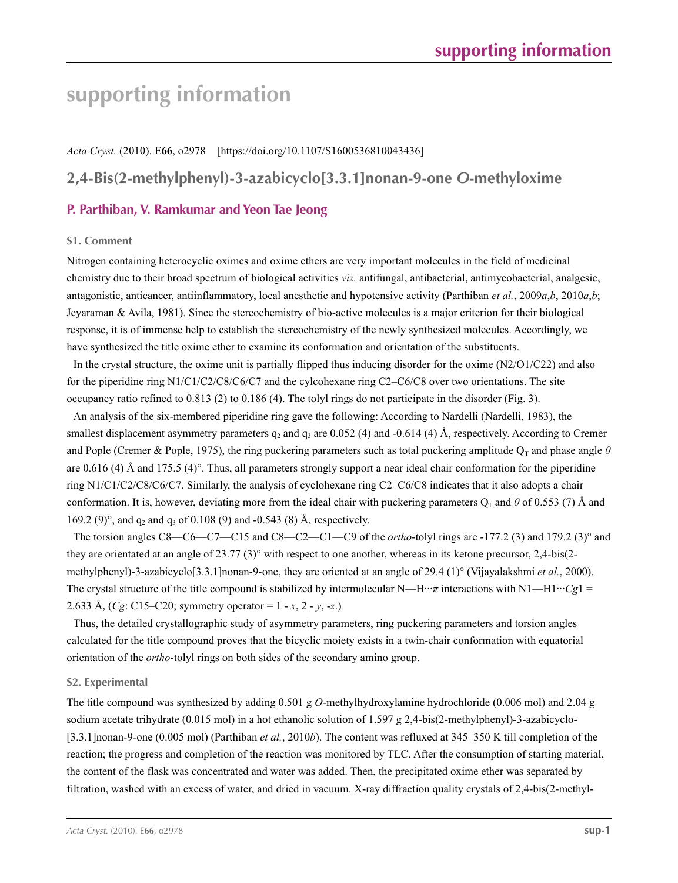# supporting information

*Acta Cryst.* (2010). E**66**, o2978 [https://doi.org/10.1107/S1600536810043436]

## 2,4-Bis(2-methylphenyl)-3-azabicyclo[3.3.1]nonan-9-one *O*-methyloxime

### P. Parthiban, V. Ramkumar and Yeon Tae Jeong

### S1. Comment

Nitrogen containing heterocyclic oximes and oxime ethers are very important molecules in the field of medicinal chemistry due to their broad spectrum of biological activities *viz.* antifungal, antibacterial, antimycobacterial, analgesic, antagonistic, anticancer, antiinflammatory, local anesthetic and hypotensive activity (Parthiban *et al.*, 2009*a*,*b*, 2010*a*,*b*; Jeyaraman & Avila, 1981). Since the stereochemistry of bio-active molecules is a major criterion for their biological response, it is of immense help to establish the stereochemistry of the newly synthesized molecules. Accordingly, we have synthesized the title oxime ether to examine its conformation and orientation of the substituents.

In the crystal structure, the oxime unit is partially flipped thus inducing disorder for the oxime (N2/O1/C22) and also for the piperidine ring N1/C1/C2/C8/C6/C7 and the cylcohexane ring C2–C6/C8 over two orientations. The site occupancy ratio refined to 0.813 (2) to 0.186 (4). The tolyl rings do not participate in the disorder (Fig. 3).

An analysis of the six-membered piperidine ring gave the following: According to Nardelli (Nardelli, 1983), the smallest displacement asymmetry parameters $q_2$ and $q_3$ are 0.052 (4) and -0.614 (4) Å, respectively. According to Cremer and Pople (Cremer & Pople, 1975), the ring puckering parameters such as total puckering amplitude $Q_T$ and phase angle $\theta$ are 0.616 (4) Å and 175.5 (4)°. Thus, all parameters strongly support a near ideal chair conformation for the piperidine ring N1/C1/C2/C8/C6/C7. Similarly, the analysis of cyclohexane ring C2–C6/C8 indicates that it also adopts a chair conformation. It is, however, deviating more from the ideal chair with puckering parameters $Q_T$ and $\theta$ of 0.553 (7) Å and 169.2 (9)°, and $q_2$ and $q_3$ of 0.108 (9) and -0.543 (8) Å, respectively.

The torsion angles C8—C6—C7—C15 and C8—C2—C1—C9 of the *ortho*-tolyl rings are -177.2 (3) and 179.2 (3)° and they are orientated at an angle of 23.77 (3)° with respect to one another, whereas in its ketone precursor, 2,4-bis(2-methylphenyl)-3-azabicyclo[3.3.1]nonan-9-one, they are oriented at an angle of 29.4 (1)° (Vijayalakshmi *et al.*, 2000). The crystal structure of the title compound is stabilized by intermolecular N—H···*π* interactions with N1—H1···*Cg*1 = 2.633 Å, (*Cg*: C15–C20; symmetry operator = 1 - *x*, 2 - *y*, -*z*.)

Thus, the detailed crystallographic study of asymmetry parameters, ring puckering parameters and torsion angles calculated for the title compound proves that the bicyclic moiety exists in a twin-chair conformation with equatorial orientation of the *ortho*-tolyl rings on both sides of the secondary amino group.

### S2. Experimental

The title compound was synthesized by adding 0.501 g *O*-methylhydroxylamine hydrochloride (0.006 mol) and 2.04 g sodium acetate trihydrate (0.015 mol) in a hot ethanolic solution of 1.597 g 2,4-bis(2-methylphenyl)-3-azabicyclo-[3.3.1]nonan-9-one (0.005 mol) (Parthiban *et al.*, 2010*b*). The content was refluxed at 345–350 K till completion of the reaction; the progress and completion of the reaction was monitored by TLC. After the consumption of starting material, the content of the flask was concentrated and water was added. Then, the precipitated oxime ether was separated by filtration, washed with an excess of water, and dried in vacuum. X-ray diffraction quality crystals of 2,4-bis(2-methyl-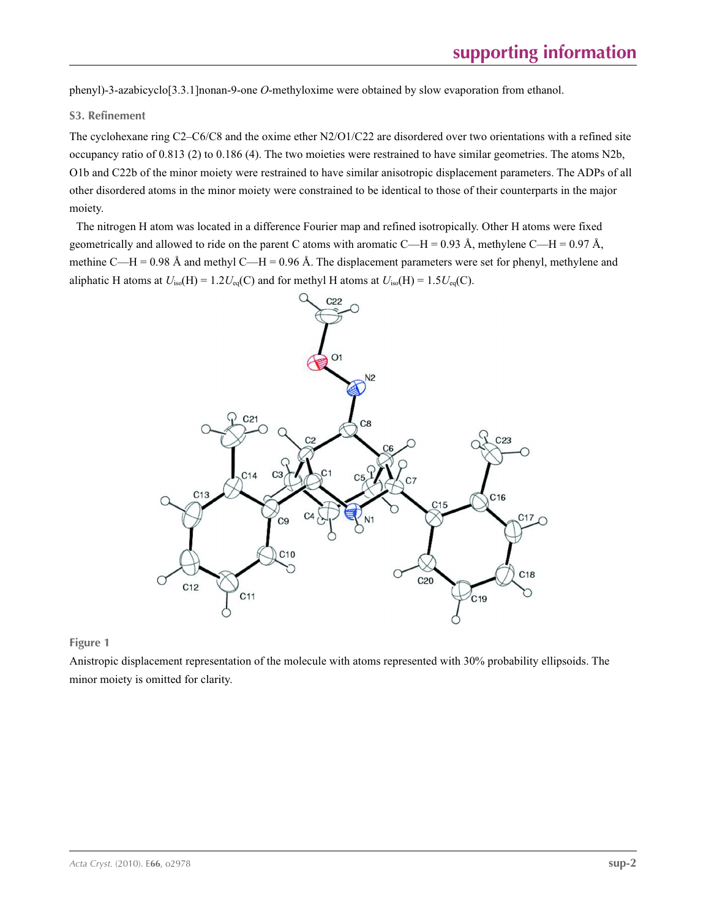phenyl)-3-azabicyclo[3.3.1]nonan-9-one *O*-methyloxime were obtained by slow evaporation from ethanol.

## S3. Refinement

The cyclohexane ring C2–C6/C8 and the oxime ether N2/O1/C22 are disordered over two orientations with a refined site occupancy ratio of 0.813 (2) to 0.186 (4). The two moieties were restrained to have similar geometries. The atoms N2b, O1b and C22b of the minor moiety were restrained to have similar anisotropic displacement parameters. The ADPs of all other disordered atoms in the minor moiety were constrained to be identical to those of their counterparts in the major moiety.

The nitrogen H atom was located in a difference Fourier map and refined isotropically. Other H atoms were fixed geometrically and allowed to ride on the parent C atoms with aromatic C—H = 0.93 Å, methylene C—H = 0.97 Å, methine C—H = 0.98 Å and methyl C—H = 0.96 Å. The displacement parameters were set for phenyl, methylene and aliphatic H atoms at $U_{iso}(H) = 1.2U_{eq}(C)$ and for methyl H atoms at $U_{iso}(H) = 1.5U_{eq}(C)$.

**Figure 1**

Anistropic displacement representation of the molecule with atoms represented with 30% probability ellipsoids. The minor moiety is omitted for clarity.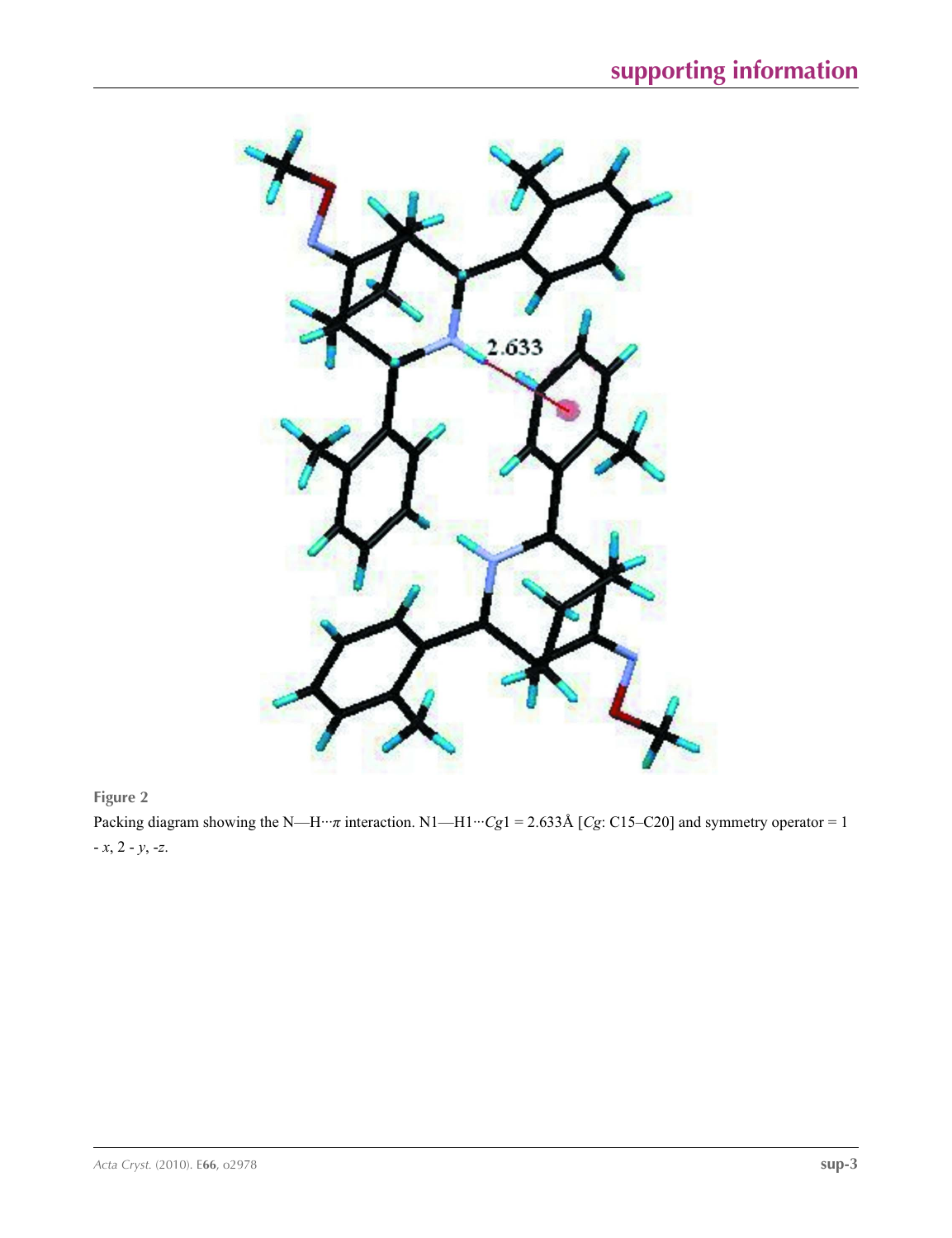**Figure 2**

Packing diagram showing the N—H···$\pi$ interaction. N1—H1···*Cg*1 = 2.633Å [*Cg*: C15–C20] and symmetry operator = 1 - *x*, 2 - *y*, -*z*.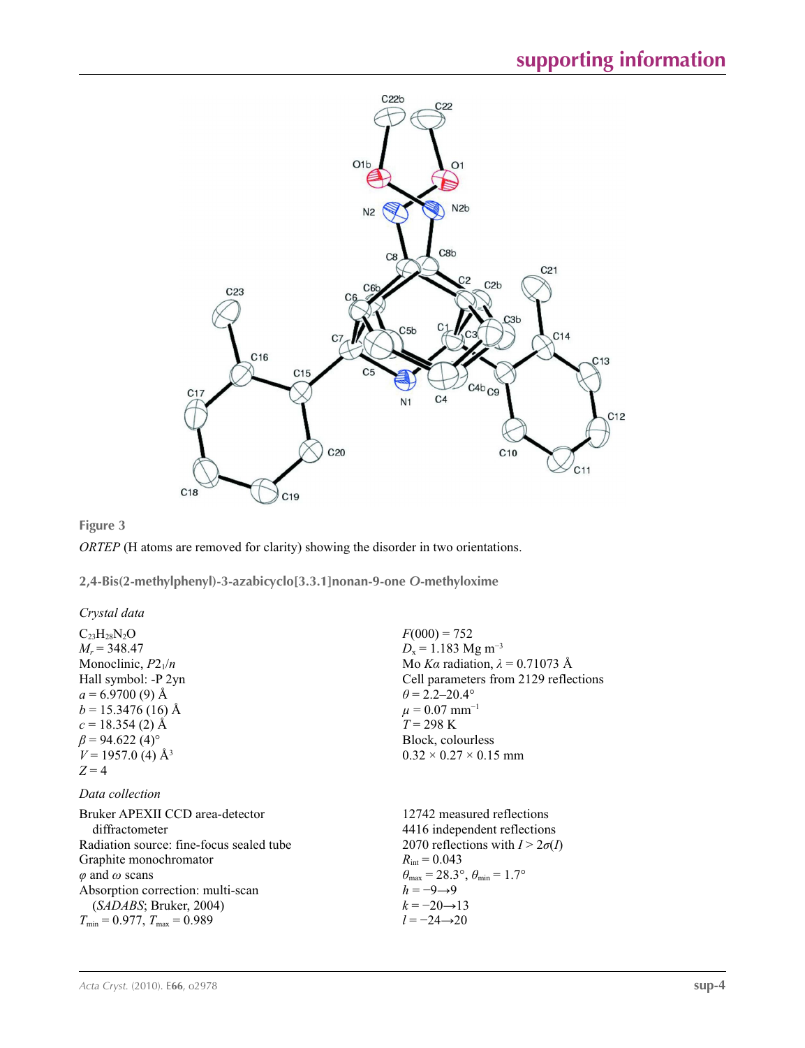**Figure 3**

*ORTEP* (H atoms are removed for clarity) showing the disorder in two orientations.

## 2,4-Bis(2-methylphenyl)-3-azabicyclo[3.3.1]nonan-9-one *O*-methyloxime

### *Crystal data*

$C_{23}H_{28}N_2O$
$M_r = 348.47$
Monoclinic, $P2_1/n$
Hall symbol: -P 2yn
$a = 6.9700$ (9) Å
$b = 15.3476$ (16) Å
$c = 18.354$ (2) Å
$\beta = 94.622$ (4)°
$V = 1957.0$ (4) Å$^3$
$Z = 4$
$F(000) = 752$
$D_x = 1.183$ Mg m$^{-3}$
Mo $K\alpha$ radiation, $\lambda = 0.71073$ Å
Cell parameters from 2129 reflections
$\theta = 2.2$–20.4°
$\mu = 0.07$ mm$^{-1}$
$T = 298$ K
Block, colourless
0.32 × 0.27 × 0.15 mm

### *Data collection*

Bruker APEXII CCD area-detector diffractometer
Radiation source: fine-focus sealed tube
Graphite monochromator
$\varphi$ and $\omega$ scans
Absorption correction: multi-scan (*SADABS*; Bruker, 2004)
$T_{min} = 0.977$, $T_{max} = 0.989$
12742 measured reflections
4416 independent reflections
2070 reflections with $I > 2\sigma(I)$
$R_{int} = 0.043$
$\theta_{max} = 28.3°$, $\theta_{min} = 1.7°$
$h = -9 \rightarrow 9$
$k = -20 \rightarrow 13$
$l = -24 \rightarrow 20$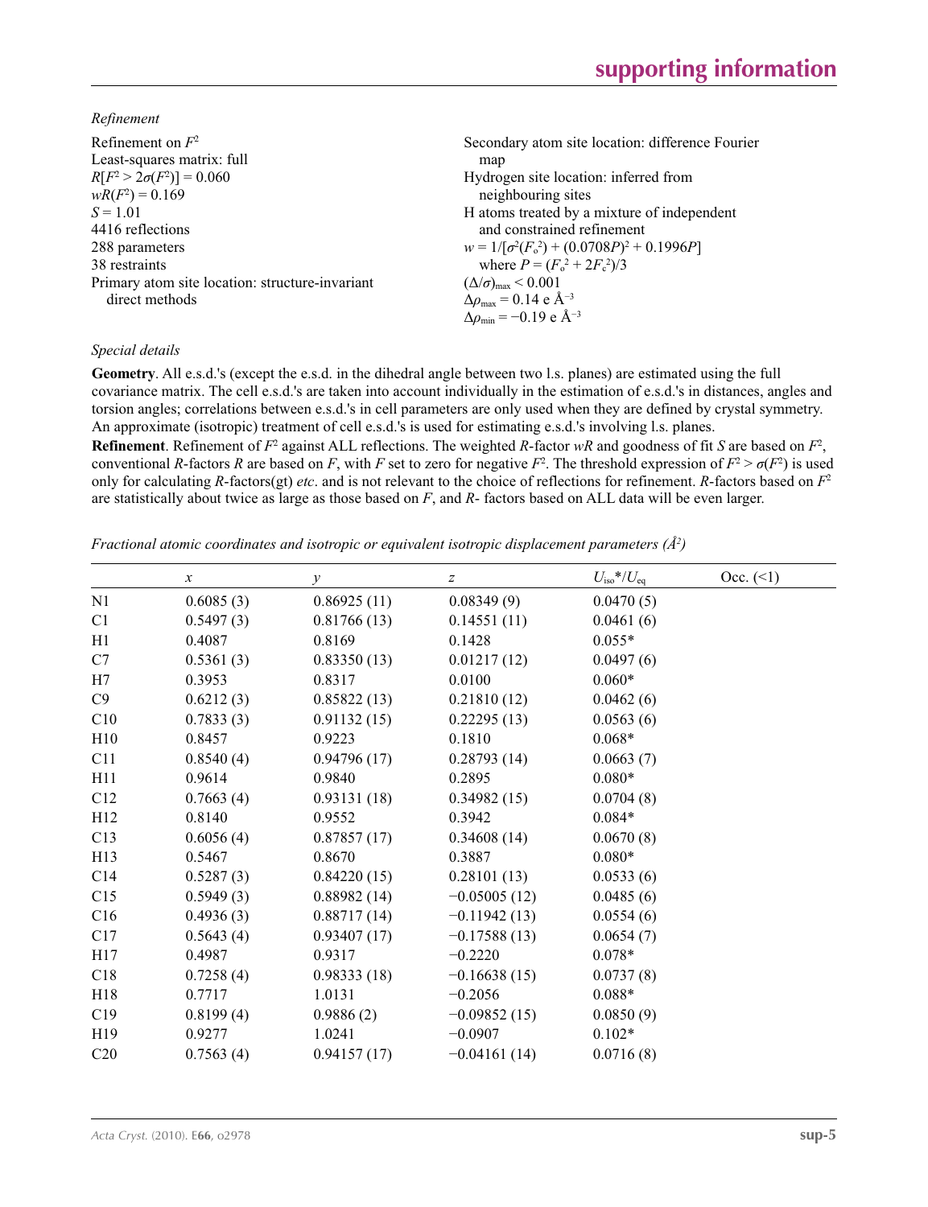*Refinement*

Refinement on $F^2$
Least-squares matrix: full
$R[F^2 > 2\sigma(F^2)] = 0.060$
$wR(F^2) = 0.169$
$S = 1.01$
4416 reflections
288 parameters
38 restraints
Primary atom site location: structure-invariant direct methods

Secondary atom site location: difference Fourier map
Hydrogen site location: inferred from neighbouring sites
H atoms treated by a mixture of independent and constrained refinement
$w = 1/[\sigma^2(F_o^2) + (0.0708P)^2 + 0.1996P]$ where $P = (F_o^2 + 2F_c^2)/3$
$(\Delta/\sigma)_{max} < 0.001$
$\Delta\rho_{max} = 0.14$ e Å$^{-3}$
$\Delta\rho_{min} = -0.19$ e Å$^{-3}$

*Special details*

**Geometry**. All e.s.d.'s (except the e.s.d. in the dihedral angle between two l.s. planes) are estimated using the full covariance matrix. The cell e.s.d.'s are taken into account individually in the estimation of e.s.d.'s in distances, angles and torsion angles; correlations between e.s.d.'s in cell parameters are only used when they are defined by crystal symmetry. An approximate (isotropic) treatment of cell e.s.d.'s is used for estimating e.s.d.'s involving l.s. planes.

**Refinement**. Refinement of $F^2$ against ALL reflections. The weighted $R$-factor $wR$ and goodness of fit $S$ are based on $F^2$, conventional $R$-factors $R$ are based on $F$, with $F$ set to zero for negative $F^2$. The threshold expression of $F^2 > \sigma(F^2)$ is used only for calculating $R$-factors(gt) *etc*. and is not relevant to the choice of reflections for refinement. $R$-factors based on $F^2$ are statistically about twice as large as those based on $F$, and $R$- factors based on ALL data will be even larger.

*Fractional atomic coordinates and isotropic or equivalent isotropic displacement parameters (Å$^2$)*

| | $x$ | $y$ | $z$ | $U_{iso}$\*/$U_{eq}$ | Occ. (<1) |
|---|---|---|---|---|---|
| N1 | 0.6085 (3) | 0.86925 (11) | 0.08349 (9) | 0.0470 (5) | |
| C1 | 0.5497 (3) | 0.81766 (13) | 0.14551 (11) | 0.0461 (6) | |
| H1 | 0.4087 | 0.8169 | 0.1428 | 0.055* | |
| C7 | 0.5361 (3) | 0.83350 (13) | 0.01217 (12) | 0.0497 (6) | |
| H7 | 0.3953 | 0.8317 | 0.0100 | 0.060* | |
| C9 | 0.6212 (3) | 0.85822 (13) | 0.21810 (12) | 0.0462 (6) | |
| C10 | 0.7833 (3) | 0.91132 (15) | 0.22295 (13) | 0.0563 (6) | |
| H10 | 0.8457 | 0.9223 | 0.1810 | 0.068* | |
| C11 | 0.8540 (4) | 0.94796 (17) | 0.28793 (14) | 0.0663 (7) | |
| H11 | 0.9614 | 0.9840 | 0.2895 | 0.080* | |
| C12 | 0.7663 (4) | 0.93131 (18) | 0.34982 (15) | 0.0704 (8) | |
| H12 | 0.8140 | 0.9552 | 0.3942 | 0.084* | |
| C13 | 0.6056 (4) | 0.87857 (17) | 0.34608 (14) | 0.0670 (8) | |
| H13 | 0.5467 | 0.8670 | 0.3887 | 0.080* | |
| C14 | 0.5287 (3) | 0.84220 (15) | 0.28101 (13) | 0.0533 (6) | |
| C15 | 0.5949 (3) | 0.88982 (14) | −0.05005 (12) | 0.0485 (6) | |
| C16 | 0.4936 (3) | 0.88717 (14) | −0.11942 (13) | 0.0554 (6) | |
| C17 | 0.5643 (4) | 0.93407 (17) | −0.17588 (13) | 0.0654 (7) | |
| H17 | 0.4987 | 0.9317 | −0.2220 | 0.078* | |
| C18 | 0.7258 (4) | 0.98333 (18) | −0.16638 (15) | 0.0737 (8) | |
| H18 | 0.7717 | 1.0131 | −0.2056 | 0.088* | |
| C19 | 0.8199 (4) | 0.9886 (2) | −0.09852 (15) | 0.0850 (9) | |
| H19 | 0.9277 | 1.0241 | −0.0907 | 0.102* | |
| C20 | 0.7563 (4) | 0.94157 (17) | −0.04161 (14) | 0.0716 (8) | |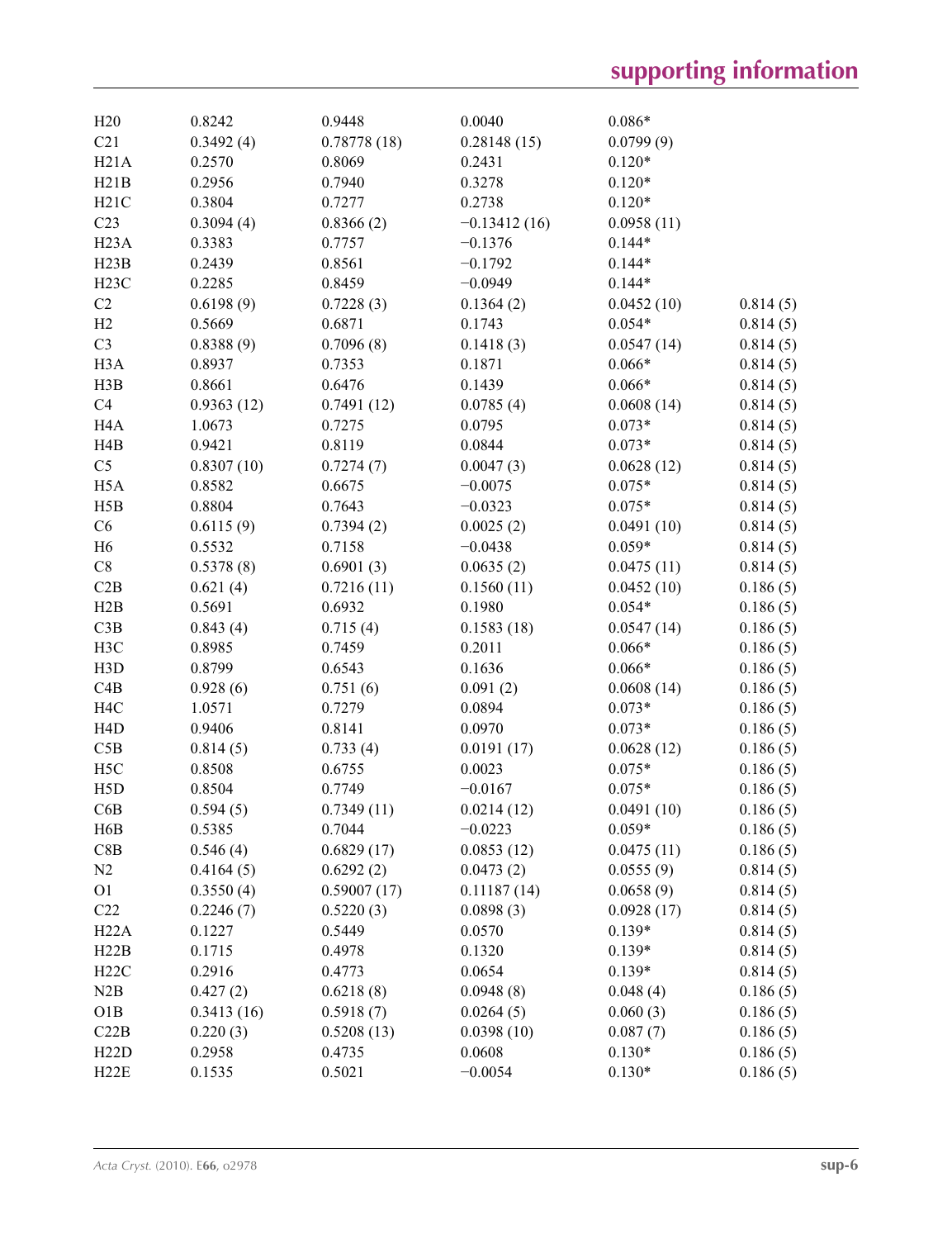| | | | | | |
|---|---|---|---|---|---|
| H20 | 0.8242 | 0.9448 | 0.0040 | 0.086* | |
| C21 | 0.3492 (4) | 0.78778 (18) | 0.28148 (15) | 0.0799 (9) | |
| H21A | 0.2570 | 0.8069 | 0.2431 | 0.120* | |
| H21B | 0.2956 | 0.7940 | 0.3278 | 0.120* | |
| H21C | 0.3804 | 0.7277 | 0.2738 | 0.120* | |
| C23 | 0.3094 (4) | 0.8366 (2) | −0.13412 (16) | 0.0958 (11) | |
| H23A | 0.3383 | 0.7757 | −0.1376 | 0.144* | |
| H23B | 0.2439 | 0.8561 | −0.1792 | 0.144* | |
| H23C | 0.2285 | 0.8459 | −0.0949 | 0.144* | |
| C2 | 0.6198 (9) | 0.7228 (3) | 0.1364 (2) | 0.0452 (10) | 0.814 (5) |
| H2 | 0.5669 | 0.6871 | 0.1743 | 0.054* | 0.814 (5) |
| C3 | 0.8388 (9) | 0.7096 (8) | 0.1418 (3) | 0.0547 (14) | 0.814 (5) |
| H3A | 0.8937 | 0.7353 | 0.1871 | 0.066* | 0.814 (5) |
| H3B | 0.8661 | 0.6476 | 0.1439 | 0.066* | 0.814 (5) |
| C4 | 0.9363 (12) | 0.7491 (12) | 0.0785 (4) | 0.0608 (14) | 0.814 (5) |
| H4A | 1.0673 | 0.7275 | 0.0795 | 0.073* | 0.814 (5) |
| H4B | 0.9421 | 0.8119 | 0.0844 | 0.073* | 0.814 (5) |
| C5 | 0.8307 (10) | 0.7274 (7) | 0.0047 (3) | 0.0628 (12) | 0.814 (5) |
| H5A | 0.8582 | 0.6675 | −0.0075 | 0.075* | 0.814 (5) |
| H5B | 0.8804 | 0.7643 | −0.0323 | 0.075* | 0.814 (5) |
| C6 | 0.6115 (9) | 0.7394 (2) | 0.0025 (2) | 0.0491 (10) | 0.814 (5) |
| H6 | 0.5532 | 0.7158 | −0.0438 | 0.059* | 0.814 (5) |
| C8 | 0.5378 (8) | 0.6901 (3) | 0.0635 (2) | 0.0475 (11) | 0.814 (5) |
| C2B | 0.621 (4) | 0.7216 (11) | 0.1560 (11) | 0.0452 (10) | 0.186 (5) |
| H2B | 0.5691 | 0.6932 | 0.1980 | 0.054* | 0.186 (5) |
| C3B | 0.843 (4) | 0.715 (4) | 0.1583 (18) | 0.0547 (14) | 0.186 (5) |
| H3C | 0.8985 | 0.7459 | 0.2011 | 0.066* | 0.186 (5) |
| H3D | 0.8799 | 0.6543 | 0.1636 | 0.066* | 0.186 (5) |
| C4B | 0.928 (6) | 0.751 (6) | 0.091 (2) | 0.0608 (14) | 0.186 (5) |
| H4C | 1.0571 | 0.7279 | 0.0894 | 0.073* | 0.186 (5) |
| H4D | 0.9406 | 0.8141 | 0.0970 | 0.073* | 0.186 (5) |
| C5B | 0.814 (5) | 0.733 (4) | 0.0191 (17) | 0.0628 (12) | 0.186 (5) |
| H5C | 0.8508 | 0.6755 | 0.0023 | 0.075* | 0.186 (5) |
| H5D | 0.8504 | 0.7749 | −0.0167 | 0.075* | 0.186 (5) |
| C6B | 0.594 (5) | 0.7349 (11) | 0.0214 (12) | 0.0491 (10) | 0.186 (5) |
| H6B | 0.5385 | 0.7044 | −0.0223 | 0.059* | 0.186 (5) |
| C8B | 0.546 (4) | 0.6829 (17) | 0.0853 (12) | 0.0475 (11) | 0.186 (5) |
| N2 | 0.4164 (5) | 0.6292 (2) | 0.0473 (2) | 0.0555 (9) | 0.814 (5) |
| O1 | 0.3550 (4) | 0.59007 (17) | 0.11187 (14) | 0.0658 (9) | 0.814 (5) |
| C22 | 0.2246 (7) | 0.5220 (3) | 0.0898 (3) | 0.0928 (17) | 0.814 (5) |
| H22A | 0.1227 | 0.5449 | 0.0570 | 0.139* | 0.814 (5) |
| H22B | 0.1715 | 0.4978 | 0.1320 | 0.139* | 0.814 (5) |
| H22C | 0.2916 | 0.4773 | 0.0654 | 0.139* | 0.814 (5) |
| N2B | 0.427 (2) | 0.6218 (8) | 0.0948 (8) | 0.048 (4) | 0.186 (5) |
| O1B | 0.3413 (16) | 0.5918 (7) | 0.0264 (5) | 0.060 (3) | 0.186 (5) |
| C22B | 0.220 (3) | 0.5208 (13) | 0.0398 (10) | 0.087 (7) | 0.186 (5) |
| H22D | 0.2958 | 0.4735 | 0.0608 | 0.130* | 0.186 (5) |
| H22E | 0.1535 | 0.5021 | −0.0054 | 0.130* | 0.186 (5) |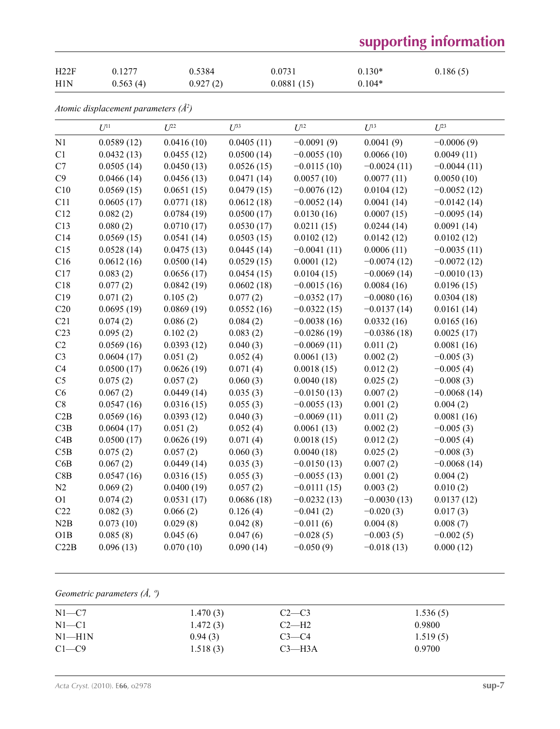| | | | | | |
|---|---|---|---|---|---|
| H22F | 0.1277 | 0.5384 | 0.0731 | 0.130* | 0.186 (5) |
| H1N | 0.563 (4) | 0.927 (2) | 0.0881 (15) | 0.104* | |

*Atomic displacement parameters ($Å^2$)*

| | $U^{11}$ | $U^{22}$ | $U^{33}$ | $U^{12}$ | $U^{13}$ | $U^{23}$ |
|---|---|---|---|---|---|---|
| N1 | 0.0589 (12) | 0.0416 (10) | 0.0405 (11) | −0.0091 (9) | 0.0041 (9) | −0.0006 (9) |
| C1 | 0.0432 (13) | 0.0455 (12) | 0.0500 (14) | −0.0055 (10) | 0.0066 (10) | 0.0049 (11) |
| C7 | 0.0505 (14) | 0.0450 (13) | 0.0526 (15) | −0.0115 (10) | −0.0024 (11) | −0.0044 (11) |
| C9 | 0.0466 (14) | 0.0456 (13) | 0.0471 (14) | 0.0057 (10) | 0.0077 (11) | 0.0050 (10) |
| C10 | 0.0569 (15) | 0.0651 (15) | 0.0479 (15) | −0.0076 (12) | 0.0104 (12) | −0.0052 (12) |
| C11 | 0.0605 (17) | 0.0771 (18) | 0.0612 (18) | −0.0052 (14) | 0.0041 (14) | −0.0142 (14) |
| C12 | 0.082 (2) | 0.0784 (19) | 0.0500 (17) | 0.0130 (16) | 0.0007 (15) | −0.0095 (14) |
| C13 | 0.080 (2) | 0.0710 (17) | 0.0530 (17) | 0.0211 (15) | 0.0244 (14) | 0.0091 (14) |
| C14 | 0.0569 (15) | 0.0541 (14) | 0.0503 (15) | 0.0102 (12) | 0.0142 (12) | 0.0102 (12) |
| C15 | 0.0528 (14) | 0.0475 (13) | 0.0445 (14) | −0.0041 (11) | 0.0006 (11) | −0.0035 (11) |
| C16 | 0.0612 (16) | 0.0500 (14) | 0.0529 (15) | 0.0001 (12) | −0.0074 (12) | −0.0072 (12) |
| C17 | 0.083 (2) | 0.0656 (17) | 0.0454 (15) | 0.0104 (15) | −0.0069 (14) | −0.0010 (13) |
| C18 | 0.077 (2) | 0.0842 (19) | 0.0602 (18) | −0.0015 (16) | 0.0084 (16) | 0.0196 (15) |
| C19 | 0.071 (2) | 0.105 (2) | 0.077 (2) | −0.0352 (17) | −0.0080 (16) | 0.0304 (18) |
| C20 | 0.0695 (19) | 0.0869 (19) | 0.0552 (16) | −0.0322 (15) | −0.0137 (14) | 0.0161 (14) |
| C21 | 0.074 (2) | 0.086 (2) | 0.084 (2) | −0.0038 (16) | 0.0332 (16) | 0.0165 (16) |
| C23 | 0.095 (2) | 0.102 (2) | 0.083 (2) | −0.0286 (19) | −0.0386 (18) | 0.0025 (17) |
| C2 | 0.0569 (16) | 0.0393 (12) | 0.040 (3) | −0.0069 (11) | 0.011 (2) | 0.0081 (16) |
| C3 | 0.0604 (17) | 0.051 (2) | 0.052 (4) | 0.0061 (13) | 0.002 (2) | −0.005 (3) |
| C4 | 0.0500 (17) | 0.0626 (19) | 0.071 (4) | 0.0018 (15) | 0.012 (2) | −0.005 (4) |
| C5 | 0.075 (2) | 0.057 (2) | 0.060 (3) | 0.0040 (18) | 0.025 (2) | −0.008 (3) |
| C6 | 0.067 (2) | 0.0449 (14) | 0.035 (3) | −0.0150 (13) | 0.007 (2) | −0.0068 (14) |
| C8 | 0.0547 (16) | 0.0316 (15) | 0.055 (3) | −0.0055 (13) | 0.001 (2) | 0.004 (2) |
| C2B | 0.0569 (16) | 0.0393 (12) | 0.040 (3) | −0.0069 (11) | 0.011 (2) | 0.0081 (16) |
| C3B | 0.0604 (17) | 0.051 (2) | 0.052 (4) | 0.0061 (13) | 0.002 (2) | −0.005 (3) |
| C4B | 0.0500 (17) | 0.0626 (19) | 0.071 (4) | 0.0018 (15) | 0.012 (2) | −0.005 (4) |
| C5B | 0.075 (2) | 0.057 (2) | 0.060 (3) | 0.0040 (18) | 0.025 (2) | −0.008 (3) |
| C6B | 0.067 (2) | 0.0449 (14) | 0.035 (3) | −0.0150 (13) | 0.007 (2) | −0.0068 (14) |
| C8B | 0.0547 (16) | 0.0316 (15) | 0.055 (3) | −0.0055 (13) | 0.001 (2) | 0.004 (2) |
| N2 | 0.069 (2) | 0.0400 (19) | 0.057 (2) | −0.0111 (15) | 0.003 (2) | 0.010 (2) |
| O1 | 0.074 (2) | 0.0531 (17) | 0.0686 (18) | −0.0232 (13) | −0.0030 (13) | 0.0137 (12) |
| C22 | 0.082 (3) | 0.066 (2) | 0.126 (4) | −0.041 (2) | −0.020 (3) | 0.017 (3) |
| N2B | 0.073 (10) | 0.029 (8) | 0.042 (8) | −0.011 (6) | 0.004 (8) | 0.008 (7) |
| O1B | 0.085 (8) | 0.045 (6) | 0.047 (6) | −0.028 (5) | −0.003 (5) | −0.002 (5) |
| C22B | 0.096 (13) | 0.070 (10) | 0.090 (14) | −0.050 (9) | −0.018 (13) | 0.000 (12) |

*Geometric parameters (Å, º)*

| | | | |
|---|---|---|---|
| N1—C7 | 1.470 (3) | C2—C3 | 1.536 (5) |
| N1—C1 | 1.472 (3) | C2—H2 | 0.9800 |
| N1—H1N | 0.94 (3) | C3—C4 | 1.519 (5) |
| C1—C9 | 1.518 (3) | C3—H3A | 0.9700 |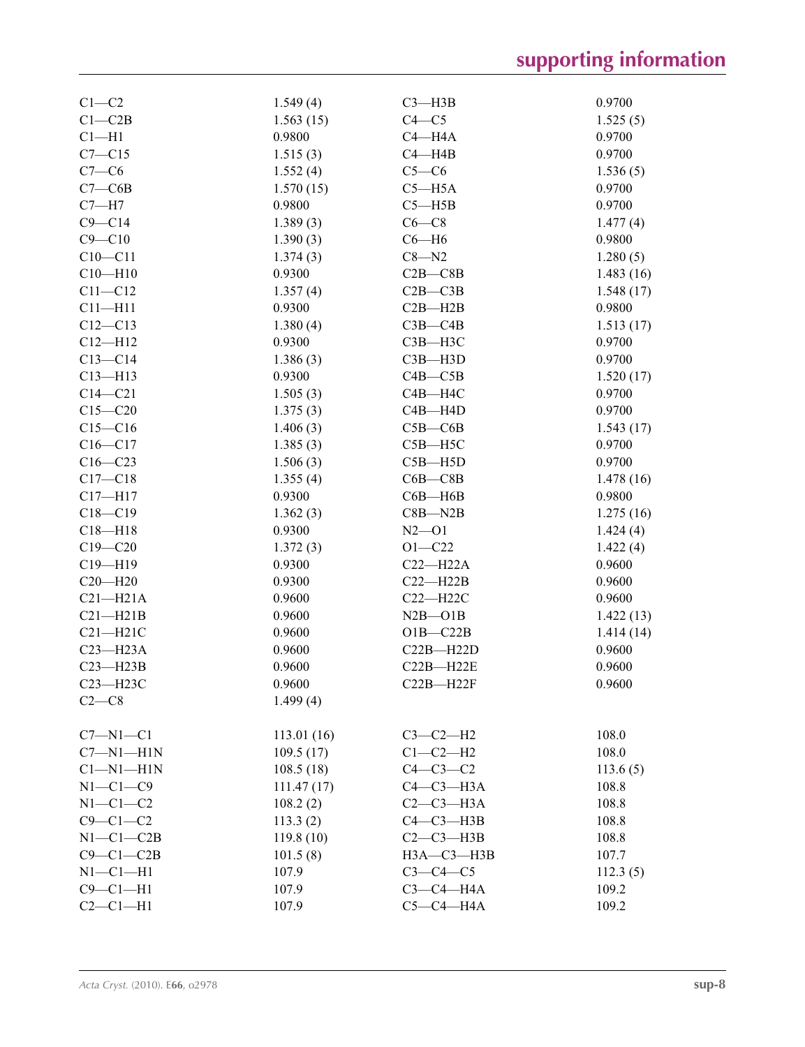| | | | |
|---|---|---|---|
| C1—C2 | 1.549 (4) | C3—H3B | 0.9700 |
| C1—C2B | 1.563 (15) | C4—C5 | 1.525 (5) |
| C1—H1 | 0.9800 | C4—H4A | 0.9700 |
| C7—C15 | 1.515 (3) | C4—H4B | 0.9700 |
| C7—C6 | 1.552 (4) | C5—C6 | 1.536 (5) |
| C7—C6B | 1.570 (15) | C5—H5A | 0.9700 |
| C7—H7 | 0.9800 | C5—H5B | 0.9700 |
| C9—C14 | 1.389 (3) | C6—C8 | 1.477 (4) |
| C9—C10 | 1.390 (3) | C6—H6 | 0.9800 |
| C10—C11 | 1.374 (3) | C8—N2 | 1.280 (5) |
| C10—H10 | 0.9300 | C2B—C8B | 1.483 (16) |
| C11—C12 | 1.357 (4) | C2B—C3B | 1.548 (17) |
| C11—H11 | 0.9300 | C2B—H2B | 0.9800 |
| C12—C13 | 1.380 (4) | C3B—C4B | 1.513 (17) |
| C12—H12 | 0.9300 | C3B—H3C | 0.9700 |
| C13—C14 | 1.386 (3) | C3B—H3D | 0.9700 |
| C13—H13 | 0.9300 | C4B—C5B | 1.520 (17) |
| C14—C21 | 1.505 (3) | C4B—H4C | 0.9700 |
| C15—C20 | 1.375 (3) | C4B—H4D | 0.9700 |
| C15—C16 | 1.406 (3) | C5B—C6B | 1.543 (17) |
| C16—C17 | 1.385 (3) | C5B—H5C | 0.9700 |
| C16—C23 | 1.506 (3) | C5B—H5D | 0.9700 |
| C17—C18 | 1.355 (4) | C6B—C8B | 1.478 (16) |
| C17—H17 | 0.9300 | C6B—H6B | 0.9800 |
| C18—C19 | 1.362 (3) | C8B—N2B | 1.275 (16) |
| C18—H18 | 0.9300 | N2—O1 | 1.424 (4) |
| C19—C20 | 1.372 (3) | O1—C22 | 1.422 (4) |
| C19—H19 | 0.9300 | C22—H22A | 0.9600 |
| C20—H20 | 0.9300 | C22—H22B | 0.9600 |
| C21—H21A | 0.9600 | C22—H22C | 0.9600 |
| C21—H21B | 0.9600 | N2B—O1B | 1.422 (13) |
| C21—H21C | 0.9600 | O1B—C22B | 1.414 (14) |
| C23—H23A | 0.9600 | C22B—H22D | 0.9600 |
| C23—H23B | 0.9600 | C22B—H22E | 0.9600 |
| C23—H23C | 0.9600 | C22B—H22F | 0.9600 |
| C2—C8 | 1.499 (4) | | |
| | | | |
| C7—N1—C1 | 113.01 (16) | C3—C2—H2 | 108.0 |
| C7—N1—H1N | 109.5 (17) | C1—C2—H2 | 108.0 |
| C1—N1—H1N | 108.5 (18) | C4—C3—C2 | 113.6 (5) |
| N1—C1—C9 | 111.47 (17) | C4—C3—H3A | 108.8 |
| N1—C1—C2 | 108.2 (2) | C2—C3—H3A | 108.8 |
| C9—C1—C2 | 113.3 (2) | C4—C3—H3B | 108.8 |
| N1—C1—C2B | 119.8 (10) | C2—C3—H3B | 108.8 |
| C9—C1—C2B | 101.5 (8) | H3A—C3—H3B | 107.7 |
| N1—C1—H1 | 107.9 | C3—C4—C5 | 112.3 (5) |
| C9—C1—H1 | 107.9 | C3—C4—H4A | 109.2 |
| C2—C1—H1 | 107.9 | C5—C4—H4A | 109.2 |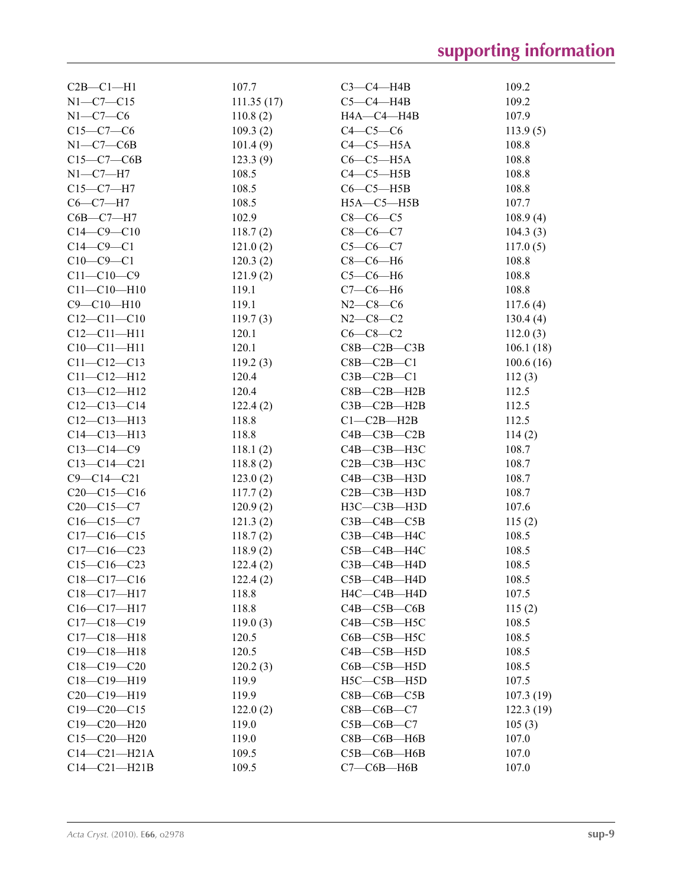| | | | |
|---|---|---|---|
| C2B—C1—H1 | 107.7 | C3—C4—H4B | 109.2 |
| N1—C7—C15 | 111.35 (17) | C5—C4—H4B | 109.2 |
| N1—C7—C6 | 110.8 (2) | H4A—C4—H4B | 107.9 |
| C15—C7—C6 | 109.3 (2) | C4—C5—C6 | 113.9 (5) |
| N1—C7—C6B | 101.4 (9) | C4—C5—H5A | 108.8 |
| C15—C7—C6B | 123.3 (9) | C6—C5—H5A | 108.8 |
| N1—C7—H7 | 108.5 | C4—C5—H5B | 108.8 |
| C15—C7—H7 | 108.5 | C6—C5—H5B | 108.8 |
| C6—C7—H7 | 108.5 | H5A—C5—H5B | 107.7 |
| C6B—C7—H7 | 102.9 | C8—C6—C5 | 108.9 (4) |
| C14—C9—C10 | 118.7 (2) | C8—C6—C7 | 104.3 (3) |
| C14—C9—C1 | 121.0 (2) | C5—C6—C7 | 117.0 (5) |
| C10—C9—C1 | 120.3 (2) | C8—C6—H6 | 108.8 |
| C11—C10—C9 | 121.9 (2) | C5—C6—H6 | 108.8 |
| C11—C10—H10 | 119.1 | C7—C6—H6 | 108.8 |
| C9—C10—H10 | 119.1 | N2—C8—C6 | 117.6 (4) |
| C12—C11—C10 | 119.7 (3) | N2—C8—C2 | 130.4 (4) |
| C12—C11—H11 | 120.1 | C6—C8—C2 | 112.0 (3) |
| C10—C11—H11 | 120.1 | C8B—C2B—C3B | 106.1 (18) |
| C11—C12—C13 | 119.2 (3) | C8B—C2B—C1 | 100.6 (16) |
| C11—C12—H12 | 120.4 | C3B—C2B—C1 | 112 (3) |
| C13—C12—H12 | 120.4 | C8B—C2B—H2B | 112.5 |
| C12—C13—C14 | 122.4 (2) | C3B—C2B—H2B | 112.5 |
| C12—C13—H13 | 118.8 | C1—C2B—H2B | 112.5 |
| C14—C13—H13 | 118.8 | C4B—C3B—C2B | 114 (2) |
| C13—C14—C9 | 118.1 (2) | C4B—C3B—H3C | 108.7 |
| C13—C14—C21 | 118.8 (2) | C2B—C3B—H3C | 108.7 |
| C9—C14—C21 | 123.0 (2) | C4B—C3B—H3D | 108.7 |
| C20—C15—C16 | 117.7 (2) | C2B—C3B—H3D | 108.7 |
| C20—C15—C7 | 120.9 (2) | H3C—C3B—H3D | 107.6 |
| C16—C15—C7 | 121.3 (2) | C3B—C4B—C5B | 115 (2) |
| C17—C16—C15 | 118.7 (2) | C3B—C4B—H4C | 108.5 |
| C17—C16—C23 | 118.9 (2) | C5B—C4B—H4C | 108.5 |
| C15—C16—C23 | 122.4 (2) | C3B—C4B—H4D | 108.5 |
| C18—C17—C16 | 122.4 (2) | C5B—C4B—H4D | 108.5 |
| C18—C17—H17 | 118.8 | H4C—C4B—H4D | 107.5 |
| C16—C17—H17 | 118.8 | C4B—C5B—C6B | 115 (2) |
| C17—C18—C19 | 119.0 (3) | C4B—C5B—H5C | 108.5 |
| C17—C18—H18 | 120.5 | C6B—C5B—H5C | 108.5 |
| C19—C18—H18 | 120.5 | C4B—C5B—H5D | 108.5 |
| C18—C19—C20 | 120.2 (3) | C6B—C5B—H5D | 108.5 |
| C18—C19—H19 | 119.9 | H5C—C5B—H5D | 107.5 |
| C20—C19—H19 | 119.9 | C8B—C6B—C5B | 107.3 (19) |
| C19—C20—C15 | 122.0 (2) | C8B—C6B—C7 | 122.3 (19) |
| C19—C20—H20 | 119.0 | C5B—C6B—C7 | 105 (3) |
| C15—C20—H20 | 119.0 | C8B—C6B—H6B | 107.0 |
| C14—C21—H21A | 109.5 | C5B—C6B—H6B | 107.0 |
| C14—C21—H21B | 109.5 | C7—C6B—H6B | 107.0 |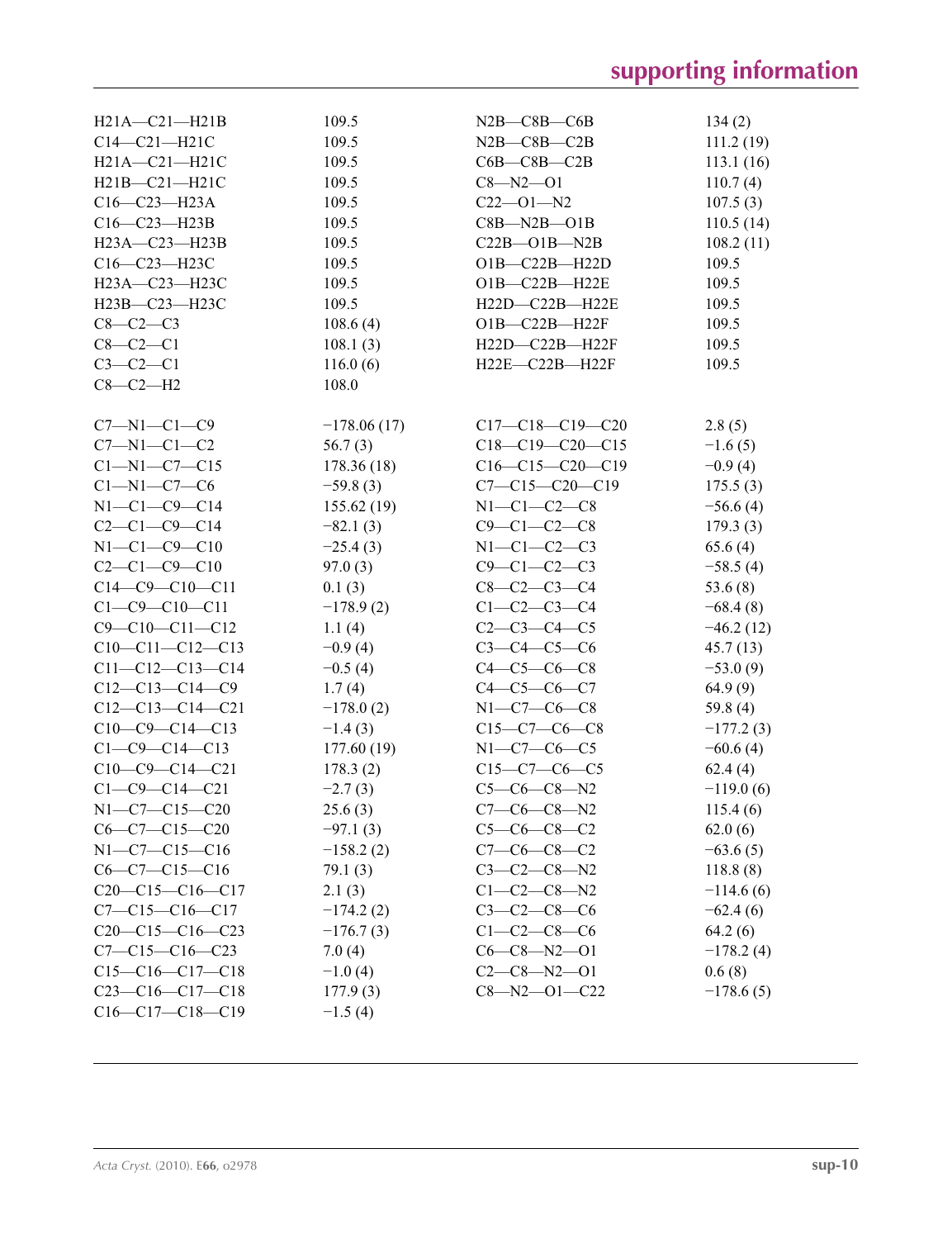| | | | |
|---|---|---|---|
| H21A—C21—H21B | 109.5 | N2B—C8B—C6B | 134 (2) |
| C14—C21—H21C | 109.5 | N2B—C8B—C2B | 111.2 (19) |
| H21A—C21—H21C | 109.5 | C6B—C8B—C2B | 113.1 (16) |
| H21B—C21—H21C | 109.5 | C8—N2—O1 | 110.7 (4) |
| C16—C23—H23A | 109.5 | C22—O1—N2 | 107.5 (3) |
| C16—C23—H23B | 109.5 | C8B—N2B—O1B | 110.5 (14) |
| H23A—C23—H23B | 109.5 | C22B—O1B—N2B | 108.2 (11) |
| C16—C23—H23C | 109.5 | O1B—C22B—H22D | 109.5 |
| H23A—C23—H23C | 109.5 | O1B—C22B—H22E | 109.5 |
| H23B—C23—H23C | 109.5 | H22D—C22B—H22E | 109.5 |
| C8—C2—C3 | 108.6 (4) | O1B—C22B—H22F | 109.5 |
| C8—C2—C1 | 108.1 (3) | H22D—C22B—H22F | 109.5 |
| C3—C2—C1 | 116.0 (6) | H22E—C22B—H22F | 109.5 |
| C8—C2—H2 | 108.0 | | |

| | | | |
|---|---|---|---|
| C7—N1—C1—C9 | −178.06 (17) | C17—C18—C19—C20 | 2.8 (5) |
| C7—N1—C1—C2 | 56.7 (3) | C18—C19—C20—C15 | −1.6 (5) |
| C1—N1—C7—C15 | 178.36 (18) | C16—C15—C20—C19 | −0.9 (4) |
| C1—N1—C7—C6 | −59.8 (3) | C7—C15—C20—C19 | 175.5 (3) |
| N1—C1—C9—C14 | 155.62 (19) | N1—C1—C2—C8 | −56.6 (4) |
| C2—C1—C9—C14 | −82.1 (3) | C9—C1—C2—C8 | 179.3 (3) |
| N1—C1—C9—C10 | −25.4 (3) | N1—C1—C2—C3 | 65.6 (4) |
| C2—C1—C9—C10 | 97.0 (3) | C9—C1—C2—C3 | −58.5 (4) |
| C14—C9—C10—C11 | 0.1 (3) | C8—C2—C3—C4 | 53.6 (8) |
| C1—C9—C10—C11 | −178.9 (2) | C1—C2—C3—C4 | −68.4 (8) |
| C9—C10—C11—C12 | 1.1 (4) | C2—C3—C4—C5 | −46.2 (12) |
| C10—C11—C12—C13 | −0.9 (4) | C3—C4—C5—C6 | 45.7 (13) |
| C11—C12—C13—C14 | −0.5 (4) | C4—C5—C6—C8 | −53.0 (9) |
| C12—C13—C14—C9 | 1.7 (4) | C4—C5—C6—C7 | 64.9 (9) |
| C12—C13—C14—C21 | −178.0 (2) | N1—C7—C6—C8 | 59.8 (4) |
| C10—C9—C14—C13 | −1.4 (3) | C15—C7—C6—C8 | −177.2 (3) |
| C1—C9—C14—C13 | 177.60 (19) | N1—C7—C6—C5 | −60.6 (4) |
| C10—C9—C14—C21 | 178.3 (2) | C15—C7—C6—C5 | 62.4 (4) |
| C1—C9—C14—C21 | −2.7 (3) | C5—C6—C8—N2 | −119.0 (6) |
| N1—C7—C15—C20 | 25.6 (3) | C7—C6—C8—N2 | 115.4 (6) |
| C6—C7—C15—C20 | −97.1 (3) | C5—C6—C8—C2 | 62.0 (6) |
| N1—C7—C15—C16 | −158.2 (2) | C7—C6—C8—C2 | −63.6 (5) |
| C6—C7—C15—C16 | 79.1 (3) | C3—C2—C8—N2 | 118.8 (8) |
| C20—C15—C16—C17 | 2.1 (3) | C1—C2—C8—N2 | −114.6 (6) |
| C7—C15—C16—C17 | −174.2 (2) | C3—C2—C8—C6 | −62.4 (6) |
| C20—C15—C16—C23 | −176.7 (3) | C1—C2—C8—C6 | 64.2 (6) |
| C7—C15—C16—C23 | 7.0 (4) | C6—C8—N2—O1 | −178.2 (4) |
| C15—C16—C17—C18 | −1.0 (4) | C2—C8—N2—O1 | 0.6 (8) |
| C23—C16—C17—C18 | 177.9 (3) | C8—N2—O1—C22 | −178.6 (5) |
| C16—C17—C18—C19 | −1.5 (4) | | |